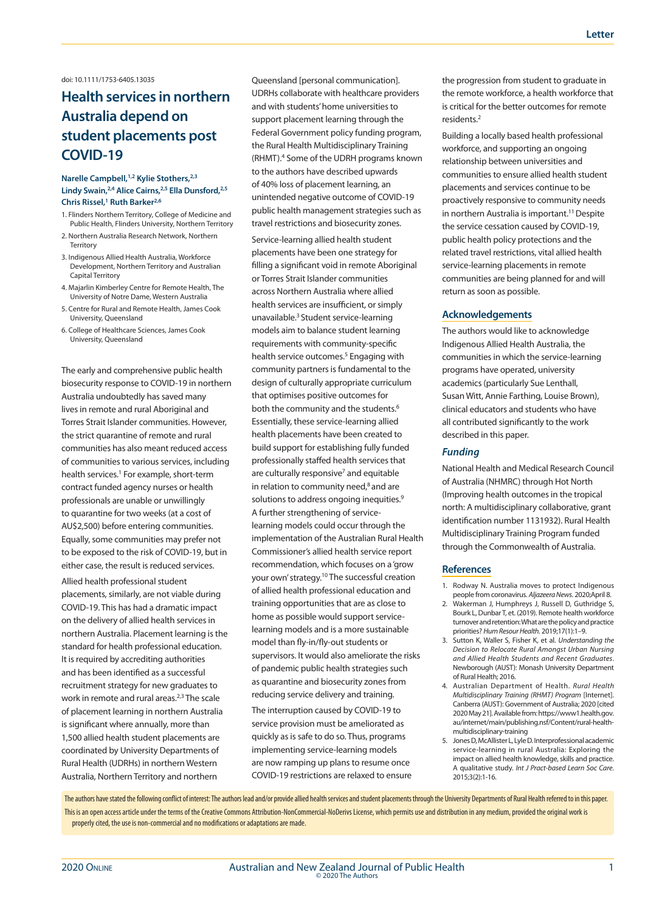doi: 10.1111/1753-6405.13035

# Health services in northern Australia depend on student placements post COVID-19

**Narelle Campbell,[1,2] Kylie Stothers,[2,3] Lindy Swain,[2,4] Alice Cairns,[2,5] Ella Dunsford,[2,5] Chris Rissel,[1] Ruth Barker[2,6]**

1. Flinders Northern Territory, College of Medicine and Public Health, Flinders University, Northern Territory
2. Northern Australia Research Network, Northern Territory
3. Indigenous Allied Health Australia, Workforce Development, Northern Territory and Australian Capital Territory
4. Majarlin Kimberley Centre for Remote Health, The University of Notre Dame, Western Australia
5. Centre for Rural and Remote Health, James Cook University, Queensland
6. College of Healthcare Sciences, James Cook University, Queensland

The early and comprehensive public health biosecurity response to COVID-19 in northern Australia undoubtedly has saved many lives in remote and rural Aboriginal and Torres Strait Islander communities. However, the strict quarantine of remote and rural communities has also meant reduced access of communities to various services, including health services.[1] For example, short-term contract funded agency nurses or health professionals are unable or unwillingly to quarantine for two weeks (at a cost of AU$2,500) before entering communities. Equally, some communities may prefer not to be exposed to the risk of COVID-19, but in either case, the result is reduced services.

Allied health professional student placements, similarly, are not viable during COVID-19. This has had a dramatic impact on the delivery of allied health services in northern Australia. Placement learning is the standard for health professional education. It is required by accrediting authorities and has been identified as a successful recruitment strategy for new graduates to work in remote and rural areas.[2,3] The scale of placement learning in northern Australia is significant where annually, more than 1,500 allied health student placements are coordinated by University Departments of Rural Health (UDRHs) in northern Western Australia, Northern Territory and northern Queensland [personal communication]. UDRHs collaborate with healthcare providers and with students' home universities to support placement learning through the Federal Government policy funding program, the Rural Health Multidisciplinary Training (RHMT).[4] Some of the UDRH programs known to the authors have described upwards of 40% loss of placement learning, an unintended negative outcome of COVID-19 public health management strategies such as travel restrictions and biosecurity zones.

Service-learning allied health student placements have been one strategy for filling a significant void in remote Aboriginal or Torres Strait Islander communities across Northern Australia where allied health services are insufficient, or simply unavailable.[3] Student service-learning models aim to balance student learning requirements with community-specific health service outcomes.[5] Engaging with community partners is fundamental to the design of culturally appropriate curriculum that optimises positive outcomes for both the community and the students.[6] Essentially, these service-learning allied health placements have been created to build support for establishing fully funded professionally staffed health services that are culturally responsive[7] and equitable in relation to community need,[8] and are solutions to address ongoing inequities.[9] A further strengthening of service-learning models could occur through the implementation of the Australian Rural Health Commissioner's allied health service report recommendation, which focuses on a 'grow your own' strategy.[10] The successful creation of allied health professional education and training opportunities that are as close to home as possible would support service-learning models and is a more sustainable model than fly-in/fly-out students or supervisors. It would also ameliorate the risks of pandemic public health strategies such as quarantine and biosecurity zones from reducing service delivery and training.

The interruption caused by COVID-19 to service provision must be ameliorated as quickly as is safe to do so. Thus, programs implementing service-learning models are now ramping up plans to resume once COVID-19 restrictions are relaxed to ensure the progression from student to graduate in the remote workforce, a health workforce that is critical for the better outcomes for remote residents.[2]

Building a locally based health professional workforce, and supporting an ongoing relationship between universities and communities to ensure allied health student placements and services continue to be proactively responsive to community needs in northern Australia is important.[11] Despite the service cessation caused by COVID-19, public health policy protections and the related travel restrictions, vital allied health service-learning placements in remote communities are being planned for and will return as soon as possible.

## Acknowledgements

The authors would like to acknowledge Indigenous Allied Health Australia, the communities in which the service-learning programs have operated, university academics (particularly Sue Lenthall, Susan Witt, Annie Farthing, Louise Brown), clinical educators and students who have all contributed significantly to the work described in this paper.

### *Funding*

National Health and Medical Research Council of Australia (NHMRC) through Hot North (Improving health outcomes in the tropical north: A multidisciplinary collaborative, grant identification number 1131932). Rural Health Multidisciplinary Training Program funded through the Commonwealth of Australia.

## References

1. Rodway N. Australia moves to protect Indigenous people from coronavirus. *Aljazeera News*. 2020;April 8.
2. Wakerman J, Humphreys J, Russell D, Guthridge S, Bourk L, Dunbar T, et. (2019). Remote health workforce turnover and retention: What are the policy and practice priorities? *Hum Resour Health*. 2019;17(1):1–9.
3. Sutton K, Waller S, Fisher K, et al. *Understanding the Decision to Relocate Rural Amongst Urban Nursing and Allied Health Students and Recent Graduates*. Newborough (AUST): Monash University Department of Rural Health; 2016.
4. Australian Department of Health. *Rural Health Multidisciplinary Training (RHMT) Program* [Internet]. Canberra (AUST): Government of Australia; 2020 [cited 2020 May 21]. Available from: https://www1.health.gov.au/internet/main/publishing.nsf/Content/rural-health-multidisciplinary-training
5. Jones D, McAllister L, Lyle D. Interprofessional academic service-learning in rural Australia: Exploring the impact on allied health knowledge, skills and practice. A qualitative study. *Int J Pract-based Learn Soc Care*. 2015;3(2):1-16.

The authors have stated the following conflict of interest: The authors lead and/or provide allied health services and student placements through the University Departments of Rural Health referred to in this paper.

This is an open access article under the terms of the Creative Commons Attribution-NonCommercial-NoDerivs License, which permits use and distribution in any medium, provided the original work is properly cited, the use is non-commercial and no modifications or adaptations are made.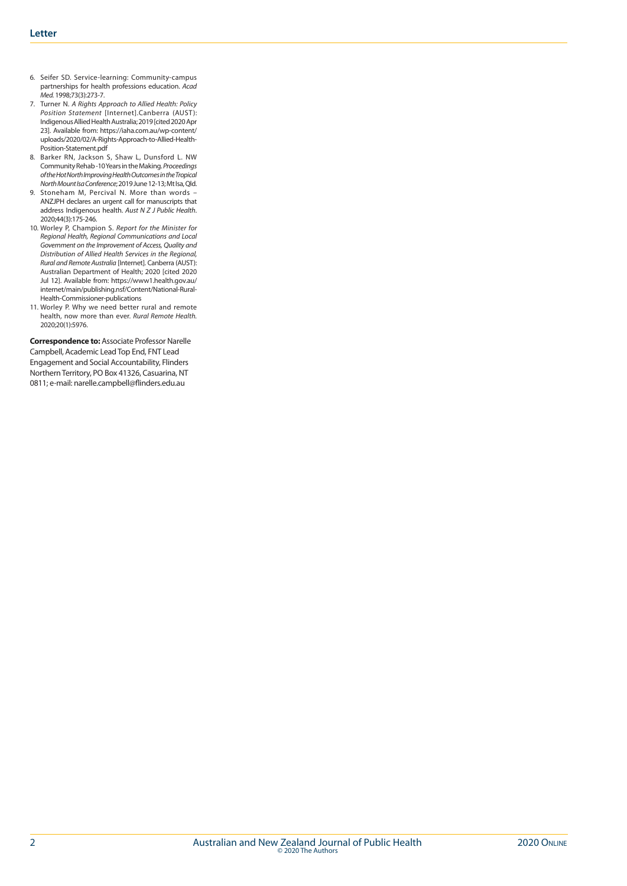6. Seifer SD. Service-learning: Community-campus partnerships for health professions education. *Acad Med.* 1998;73(3):273-7.
7. Turner N. *A Rights Approach to Allied Health: Policy Position Statement* [Internet].Canberra (AUST): Indigenous Allied Health Australia; 2019 [cited 2020 Apr 23]. Available from: https://iaha.com.au/wp-content/uploads/2020/02/A-Rights-Approach-to-Allied-Health-Position-Statement.pdf
8. Barker RN, Jackson S, Shaw L, Dunsford L. NW Community Rehab -10 Years in the Making. *Proceedings of the Hot North Improving Health Outcomes in the Tropical North Mount Isa Conference*; 2019 June 12-13; Mt Isa, Qld.
9. Stoneham M, Percival N. More than words – ANZJPH declares an urgent call for manuscripts that address Indigenous health. *Aust N Z J Public Health*. 2020;44(3):175-246.
10. Worley P, Champion S. *Report for the Minister for Regional Health, Regional Communications and Local Government on the Improvement of Access, Quality and Distribution of Allied Health Services in the Regional, Rural and Remote Australia* [Internet]. Canberra (AUST): Australian Department of Health; 2020 [cited 2020 Jul 12]. Available from: https://www1.health.gov.au/internet/main/publishing.nsf/Content/National-Rural-Health-Commissioner-publications
11. Worley P. Why we need better rural and remote health, now more than ever. *Rural Remote Health.* 2020;20(1):5976.

**Correspondence to:** Associate Professor Narelle Campbell, Academic Lead Top End, FNT Lead Engagement and Social Accountability, Flinders Northern Territory, PO Box 41326, Casuarina, NT 0811; e-mail: narelle.campbell@flinders.edu.au